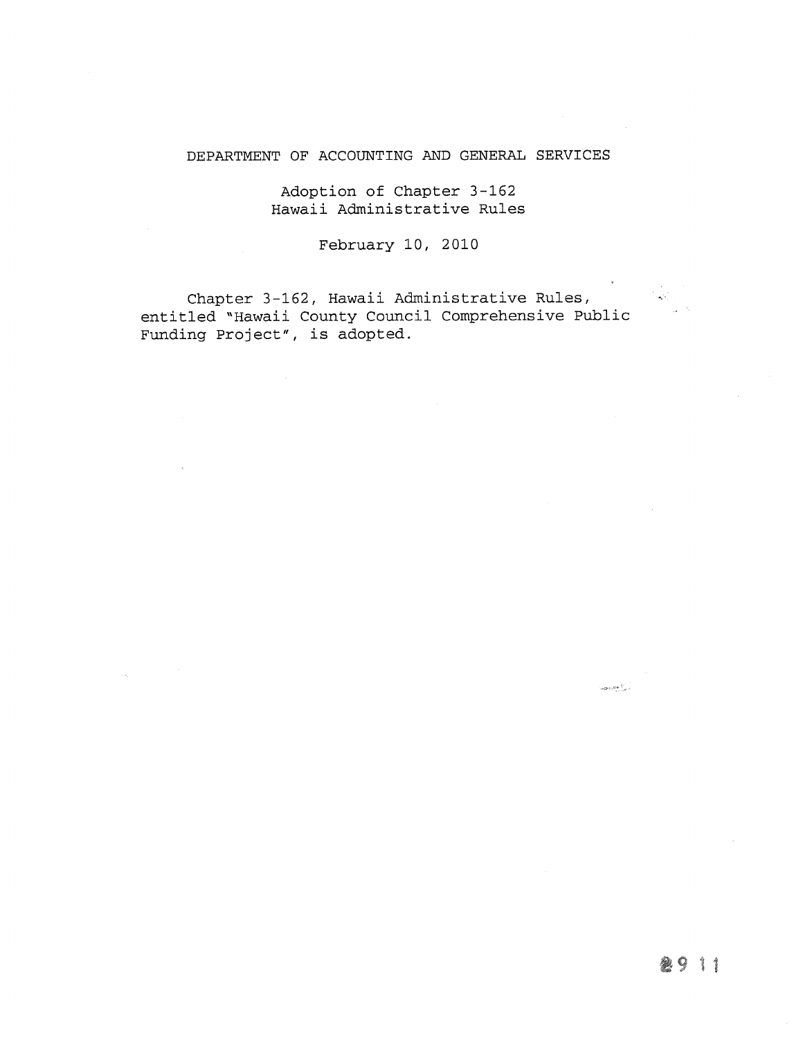# DEPARTMENT OF ACCOUNTING AND GENERAL SERVICES

## Adoption of Chapter 3-162
## Hawaii Administrative Rules

February 10, 2010

Chapter 3-162, Hawaii Administrative Rules, entitled "Hawaii County Council Comprehensive Public Funding Project", is adopted.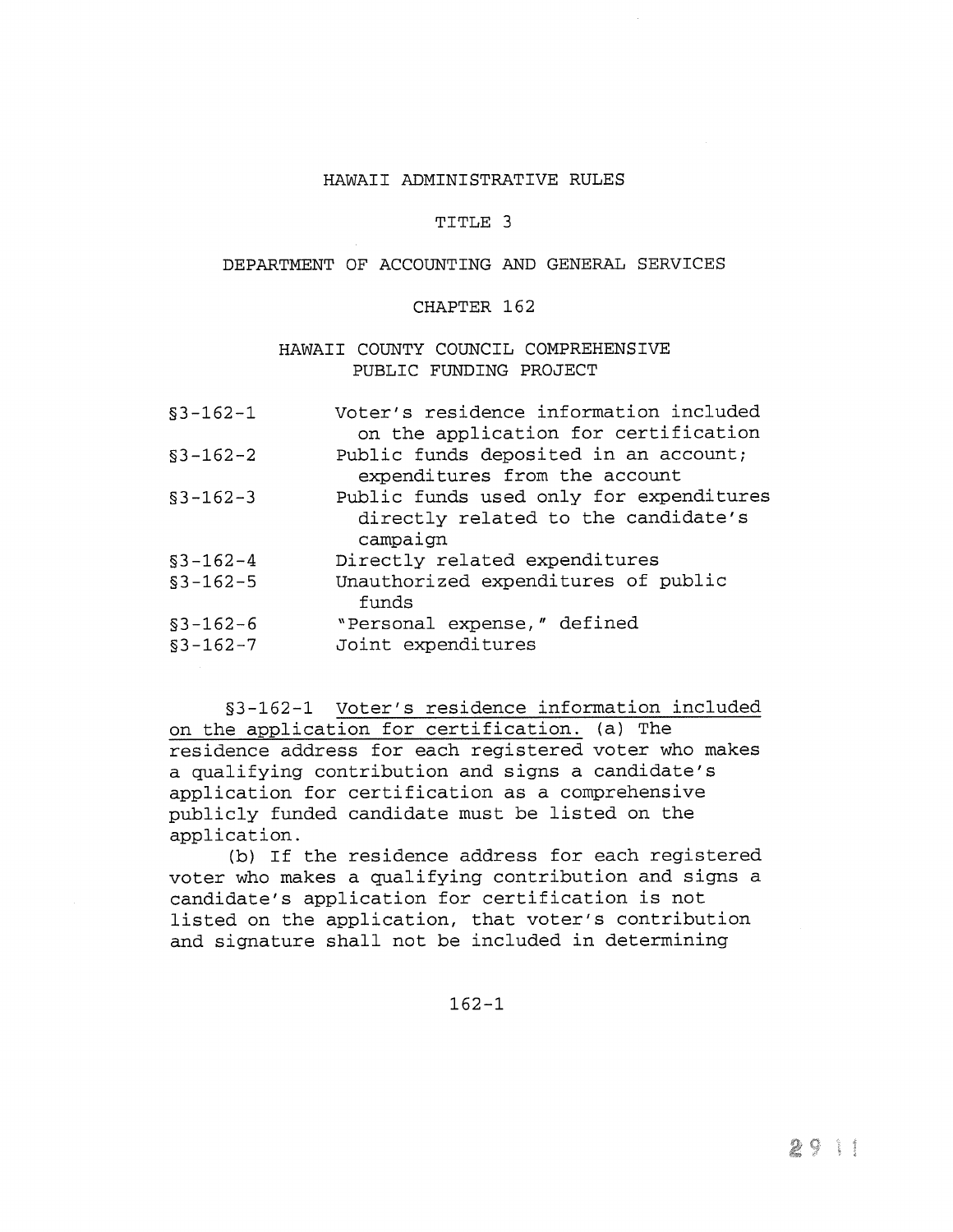# HAWAII ADMINISTRATIVE RULES

## TITLE 3

## DEPARTMENT OF ACCOUNTING AND GENERAL SERVICES

## CHAPTER 162

## HAWAII COUNTY COUNCIL COMPREHENSIVE PUBLIC FUNDING PROJECT

| | |
|---|---|
| §3-162-1 | Voter's residence information included on the application for certification |
| §3-162-2 | Public funds deposited in an account; expenditures from the account |
| §3-162-3 | Public funds used only for expenditures directly related to the candidate's campaign |
| §3-162-4 | Directly related expenditures |
| §3-162-5 | Unauthorized expenditures of public funds |
| §3-162-6 | "Personal expense," defined |
| §3-162-7 | Joint expenditures |

§3-162-1 Voter's residence information included on the application for certification. (a) The residence address for each registered voter who makes a qualifying contribution and signs a candidate's application for certification as a comprehensive publicly funded candidate must be listed on the application.

(b) If the residence address for each registered voter who makes a qualifying contribution and signs a candidate's application for certification is not listed on the application, that voter's contribution and signature shall not be included in determining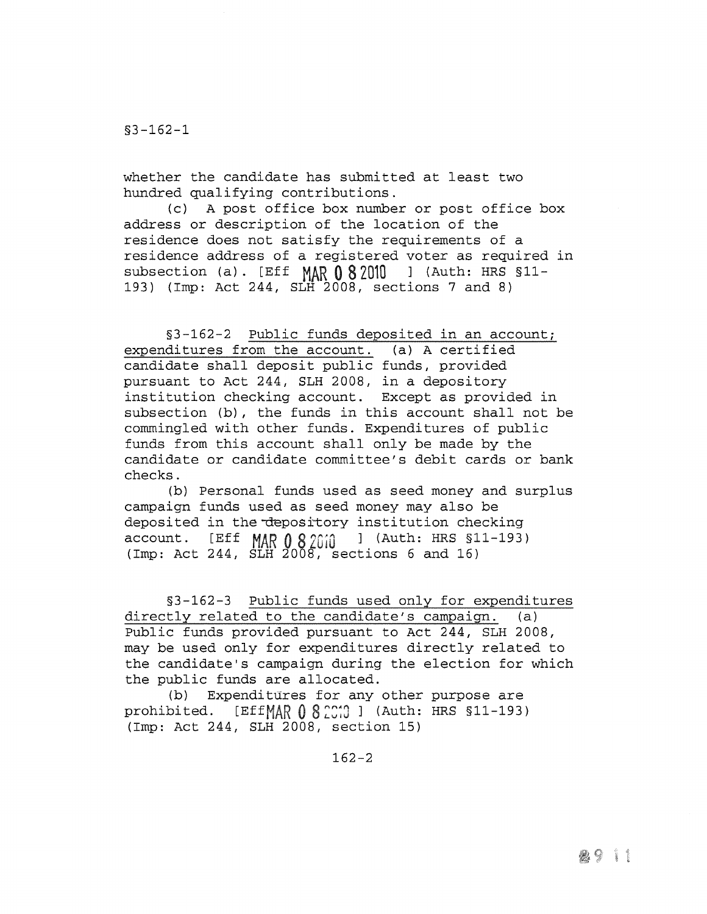whether the candidate has submitted at least two hundred qualifying contributions.

(c) A post office box number or post office box address or description of the location of the residence does not satisfy the requirements of a residence address of a registered voter as required in subsection (a). [Eff MAR 08 2010 ] (Auth: HRS §11-193) (Imp: Act 244, SLH 2008, sections 7 and 8)

§3-162-2 Public funds deposited in an account; expenditures from the account. (a) A certified candidate shall deposit public funds, provided pursuant to Act 244, SLH 2008, in a depository institution checking account. Except as provided in subsection (b), the funds in this account shall not be commingled with other funds. Expenditures of public funds from this account shall only be made by the candidate or candidate committee's debit cards or bank checks.

(b) Personal funds used as seed money and surplus campaign funds used as seed money may also be deposited in the depository institution checking account. [Eff MAR 08 2010 ] (Auth: HRS §11-193) (Imp: Act 244, SLH 2008, sections 6 and 16)

§3-162-3 Public funds used only for expenditures directly related to the candidate's campaign. (a) Public funds provided pursuant to Act 244, SLH 2008, may be used only for expenditures directly related to the candidate's campaign during the election for which the public funds are allocated.

(b) Expenditures for any other purpose are prohibited. [Eff MAR 08 2010 ] (Auth: HRS §11-193) (Imp: Act 244, SLH 2008, section 15)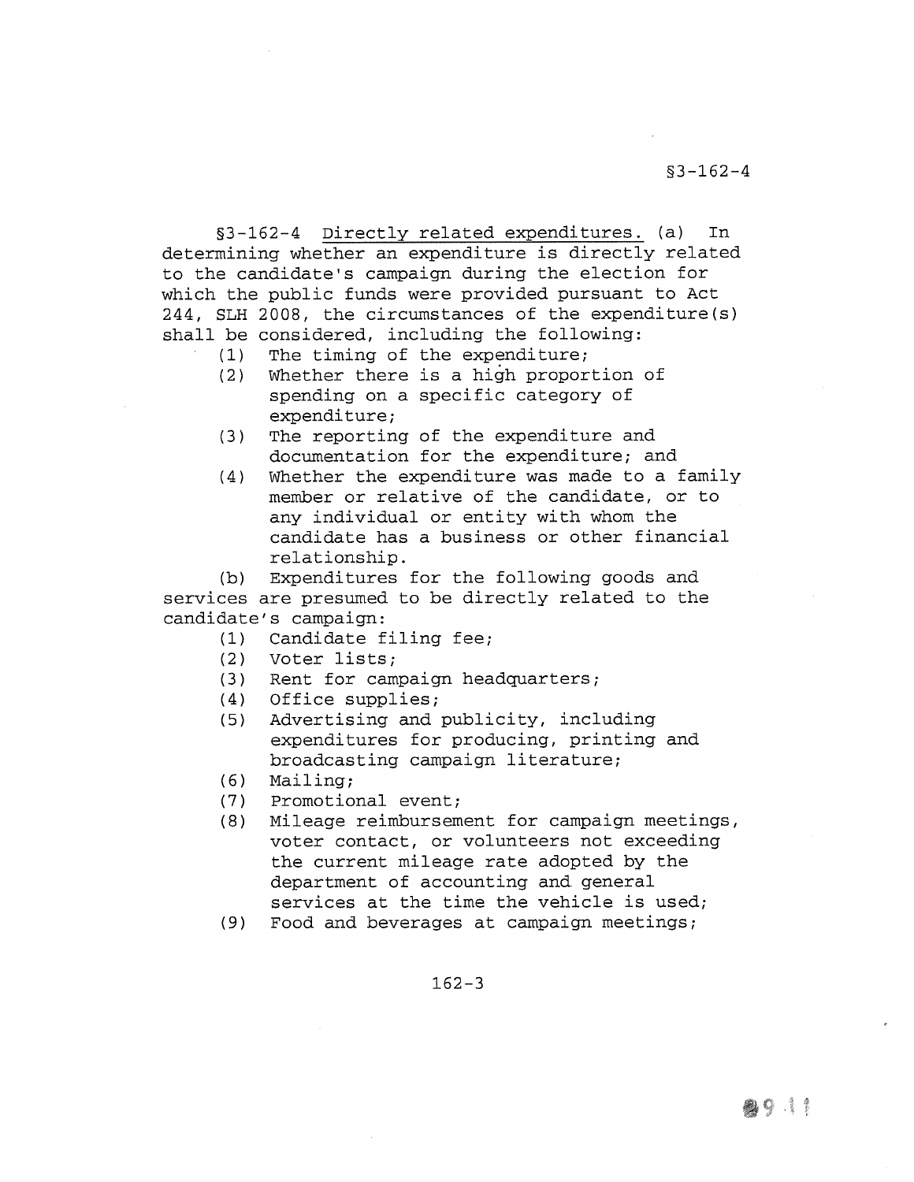§3-162-4 Directly related expenditures. (a) In determining whether an expenditure is directly related to the candidate's campaign during the election for which the public funds were provided pursuant to Act 244, SLH 2008, the circumstances of the expenditure(s) shall be considered, including the following:

(1) The timing of the expenditure;
(2) Whether there is a high proportion of spending on a specific category of expenditure;
(3) The reporting of the expenditure and documentation for the expenditure; and
(4) Whether the expenditure was made to a family member or relative of the candidate, or to any individual or entity with whom the candidate has a business or other financial relationship.

(b) Expenditures for the following goods and services are presumed to be directly related to the candidate's campaign:

(1) Candidate filing fee;
(2) Voter lists;
(3) Rent for campaign headquarters;
(4) Office supplies;
(5) Advertising and publicity, including expenditures for producing, printing and broadcasting campaign literature;
(6) Mailing;
(7) Promotional event;
(8) Mileage reimbursement for campaign meetings, voter contact, or volunteers not exceeding the current mileage rate adopted by the department of accounting and general services at the time the vehicle is used;
(9) Food and beverages at campaign meetings;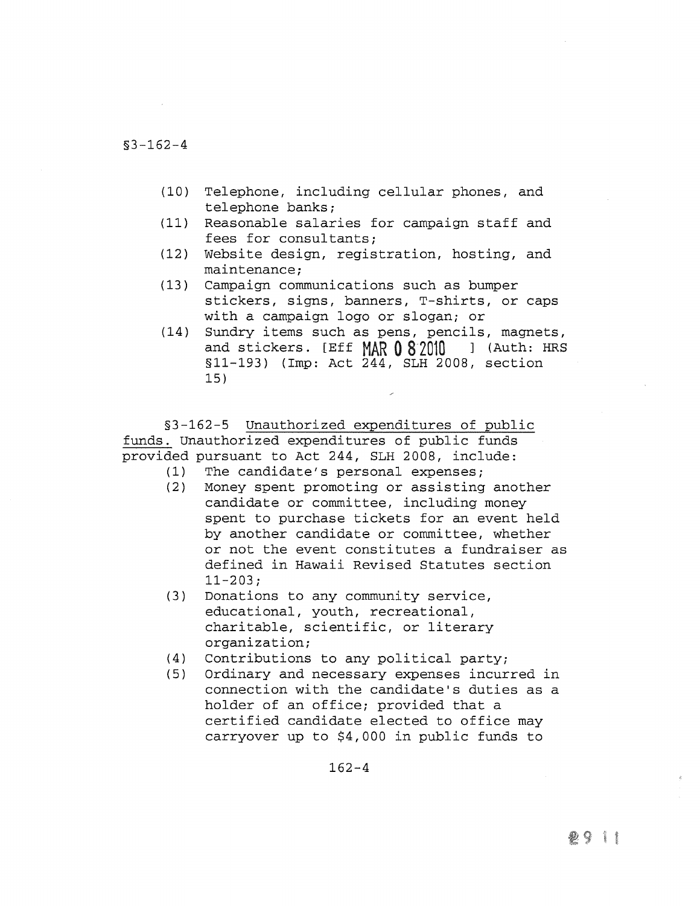(10) Telephone, including cellular phones, and telephone banks;

(11) Reasonable salaries for campaign staff and fees for consultants;

(12) Website design, registration, hosting, and maintenance;

(13) Campaign communications such as bumper stickers, signs, banners, T-shirts, or caps with a campaign logo or slogan; or

(14) Sundry items such as pens, pencils, magnets, and stickers. [Eff MAR 08 2010 ] (Auth: HRS §11-193) (Imp: Act 244, SLH 2008, section 15)

§3-162-5 Unauthorized expenditures of public funds. Unauthorized expenditures of public funds provided pursuant to Act 244, SLH 2008, include:

(1) The candidate's personal expenses;

(2) Money spent promoting or assisting another candidate or committee, including money spent to purchase tickets for an event held by another candidate or committee, whether or not the event constitutes a fundraiser as defined in Hawaii Revised Statutes section 11-203;

(3) Donations to any community service, educational, youth, recreational, charitable, scientific, or literary organization;

(4) Contributions to any political party;

(5) Ordinary and necessary expenses incurred in connection with the candidate's duties as a holder of an office; provided that a certified candidate elected to office may carryover up to $4,000 in public funds to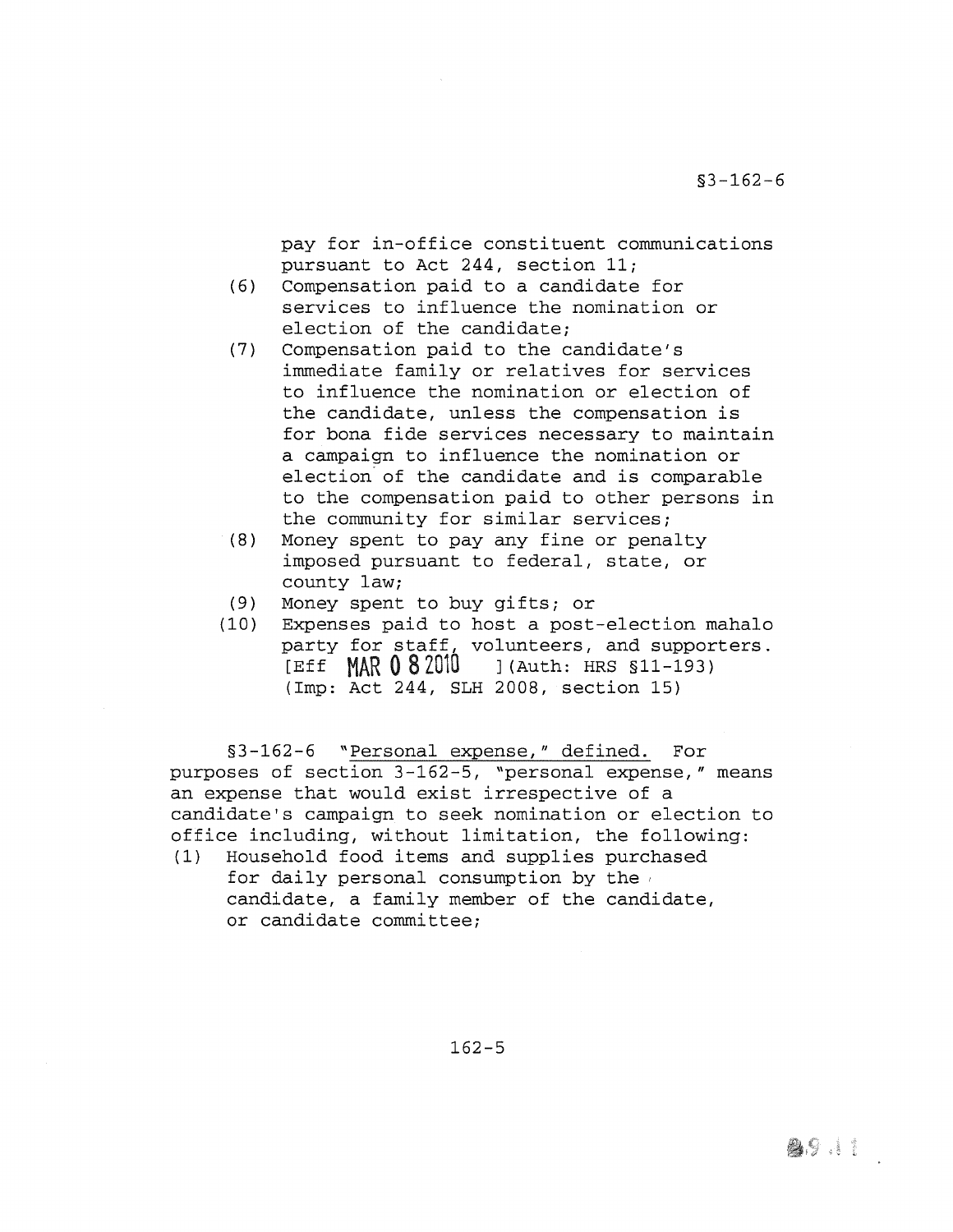pay for in-office constituent communications pursuant to Act 244, section 11;

(6) Compensation paid to a candidate for services to influence the nomination or election of the candidate;

(7) Compensation paid to the candidate's immediate family or relatives for services to influence the nomination or election of the candidate, unless the compensation is for bona fide services necessary to maintain a campaign to influence the nomination or election of the candidate and is comparable to the compensation paid to other persons in the community for similar services;

(8) Money spent to pay any fine or penalty imposed pursuant to federal, state, or county law;

(9) Money spent to buy gifts; or

(10) Expenses paid to host a post-election mahalo party for staff, volunteers, and supporters. [Eff MAR 08 2010 ] (Auth: HRS §11-193) (Imp: Act 244, SLH 2008, section 15)

§3-162-6 "Personal expense," defined. For purposes of section 3-162-5, "personal expense," means an expense that would exist irrespective of a candidate's campaign to seek nomination or election to office including, without limitation, the following:

(1) Household food items and supplies purchased for daily personal consumption by the candidate, a family member of the candidate, or candidate committee;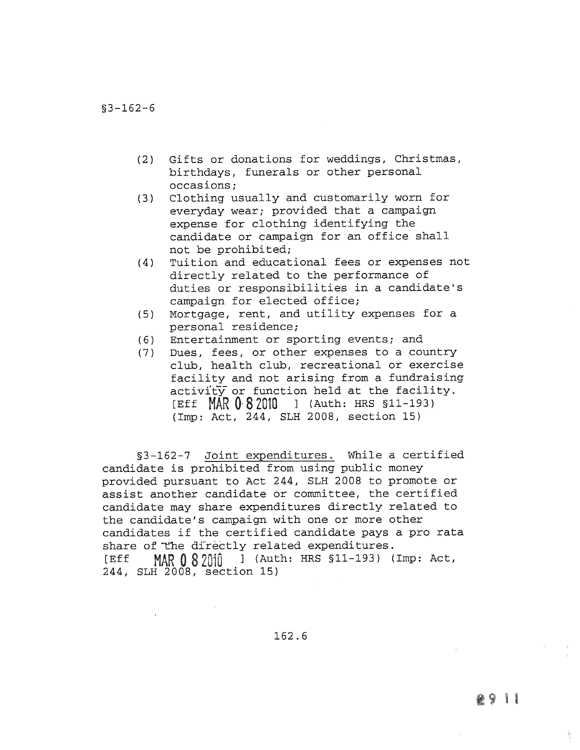(2) Gifts or donations for weddings, Christmas, birthdays, funerals or other personal occasions;
(3) Clothing usually and customarily worn for everyday wear; provided that a campaign expense for clothing identifying the candidate or campaign for an office shall not be prohibited;
(4) Tuition and educational fees or expenses not directly related to the performance of duties or responsibilities in a candidate's campaign for elected office;
(5) Mortgage, rent, and utility expenses for a personal residence;
(6) Entertainment or sporting events; and
(7) Dues, fees, or other expenses to a country club, health club, recreational or exercise facility and not arising from a fundraising activity or function held at the facility. [Eff MAR 08 2010 ] (Auth: HRS §11-193) (Imp: Act, 244, SLH 2008, section 15)

§3-162-7 Joint expenditures. While a certified candidate is prohibited from using public money provided pursuant to Act 244, SLH 2008 to promote or assist another candidate or committee, the certified candidate may share expenditures directly related to the candidate's campaign with one or more other candidates if the certified candidate pays a pro rata share of the directly related expenditures. [Eff MAR 08 2010 ] (Auth: HRS §11-193) (Imp: Act, 244, SLH 2008, section 15)